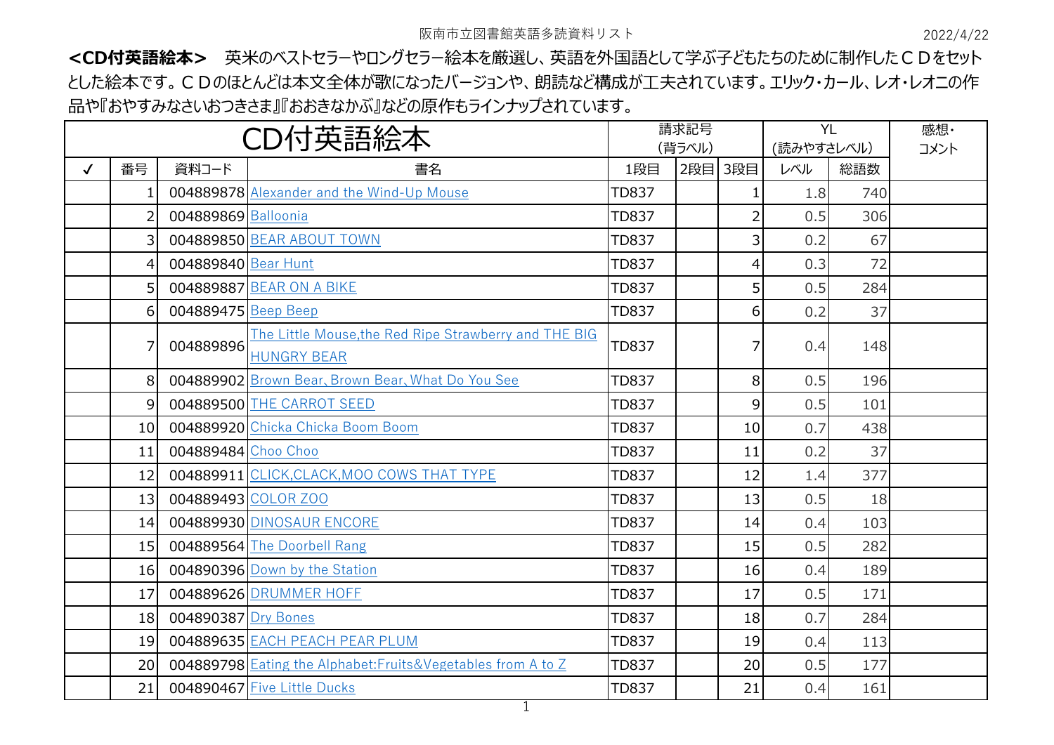**<CD付英語絵本>**　英米のベストセラーやロングセラー絵本を厳選し、英語を外国語として学ぶ子どもたちのために制作したＣＤをセットとした絵本です。ＣＤのほとんどは本文全体が歌になったバージョンや、朗読など構成が工夫されています。エリック・カール、レオ・レオニの作品や『おやすみなさいおつきさま』『おおきなかぶ』などの原作もラインナップされています。

| CD付英語絵本 | | | | 請求記号（背ラベル） | | | YL（読みやすさレベル） | | 感想・コメント |
|---|---|---|---|---|---|---|---|---|---|
| ✓ | 番号 | 資料コード | 書名 | 1段目 | 2段目 | 3段目 | レベル | 総語数 | |
| | 1 | 004889878 | Alexander and the Wind-Up Mouse | TD837 | | 1 | 1.8 | 740 | |
| | 2 | 004889869 | Balloonia | TD837 | | 2 | 0.5 | 306 | |
| | 3 | 004889850 | BEAR ABOUT TOWN | TD837 | | 3 | 0.2 | 67 | |
| | 4 | 004889840 | Bear Hunt | TD837 | | 4 | 0.3 | 72 | |
| | 5 | 004889887 | BEAR ON A BIKE | TD837 | | 5 | 0.5 | 284 | |
| | 6 | 004889475 | Beep Beep | TD837 | | 6 | 0.2 | 37 | |
| | 7 | 004889896 | The Little Mouse,the Red Ripe Strawberry and THE BIG HUNGRY BEAR | TD837 | | 7 | 0.4 | 148 | |
| | 8 | 004889902 | Brown Bear、Brown Bear、What Do You See | TD837 | | 8 | 0.5 | 196 | |
| | 9 | 004889500 | THE CARROT SEED | TD837 | | 9 | 0.5 | 101 | |
| | 10 | 004889920 | Chicka Chicka Boom Boom | TD837 | | 10 | 0.7 | 438 | |
| | 11 | 004889484 | Choo Choo | TD837 | | 11 | 0.2 | 37 | |
| | 12 | 004889911 | CLICK,CLACK,MOO COWS THAT TYPE | TD837 | | 12 | 1.4 | 377 | |
| | 13 | 004889493 | COLOR ZOO | TD837 | | 13 | 0.5 | 18 | |
| | 14 | 004889930 | DINOSAUR ENCORE | TD837 | | 14 | 0.4 | 103 | |
| | 15 | 004889564 | The Doorbell Rang | TD837 | | 15 | 0.5 | 282 | |
| | 16 | 004890396 | Down by the Station | TD837 | | 16 | 0.4 | 189 | |
| | 17 | 004889626 | DRUMMER HOFF | TD837 | | 17 | 0.5 | 171 | |
| | 18 | 004890387 | Dry Bones | TD837 | | 18 | 0.7 | 284 | |
| | 19 | 004889635 | EACH PEACH PEAR PLUM | TD837 | | 19 | 0.4 | 113 | |
| | 20 | 004889798 | Eating the Alphabet:Fruits&Vegetables from A to Z | TD837 | | 20 | 0.5 | 177 | |
| | 21 | 004890467 | Five Little Ducks | TD837 | | 21 | 0.4 | 161 | |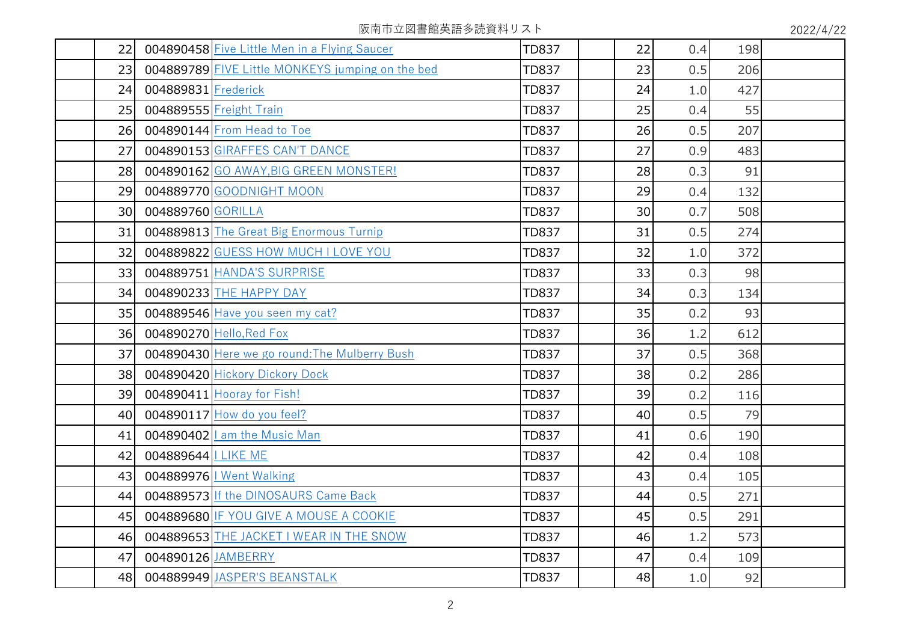| | | | | | | | | | |
|---|---|---|---|---|---|---|---|---|---|
| | 22 | 004890458 | Five Little Men in a Flying Saucer | TD837 | | 22 | 0.4 | 198 | |
| | 23 | 004889789 | FIVE Little MONKEYS jumping on the bed | TD837 | | 23 | 0.5 | 206 | |
| | 24 | 004889831 | Frederick | TD837 | | 24 | 1.0 | 427 | |
| | 25 | 004889555 | Freight Train | TD837 | | 25 | 0.4 | 55 | |
| | 26 | 004890144 | From Head to Toe | TD837 | | 26 | 0.5 | 207 | |
| | 27 | 004890153 | GIRAFFES CAN'T DANCE | TD837 | | 27 | 0.9 | 483 | |
| | 28 | 004890162 | GO AWAY,BIG GREEN MONSTER! | TD837 | | 28 | 0.3 | 91 | |
| | 29 | 004889770 | GOODNIGHT MOON | TD837 | | 29 | 0.4 | 132 | |
| | 30 | 004889760 | GORILLA | TD837 | | 30 | 0.7 | 508 | |
| | 31 | 004889813 | The Great Big Enormous Turnip | TD837 | | 31 | 0.5 | 274 | |
| | 32 | 004889822 | GUESS HOW MUCH I LOVE YOU | TD837 | | 32 | 1.0 | 372 | |
| | 33 | 004889751 | HANDA'S SURPRISE | TD837 | | 33 | 0.3 | 98 | |
| | 34 | 004890233 | THE HAPPY DAY | TD837 | | 34 | 0.3 | 134 | |
| | 35 | 004889546 | Have you seen my cat? | TD837 | | 35 | 0.2 | 93 | |
| | 36 | 004890270 | Hello,Red Fox | TD837 | | 36 | 1.2 | 612 | |
| | 37 | 004890430 | Here we go round:The Mulberry Bush | TD837 | | 37 | 0.5 | 368 | |
| | 38 | 004890420 | Hickory Dickory Dock | TD837 | | 38 | 0.2 | 286 | |
| | 39 | 004890411 | Hooray for Fish! | TD837 | | 39 | 0.2 | 116 | |
| | 40 | 004890117 | How do you feel? | TD837 | | 40 | 0.5 | 79 | |
| | 41 | 004890402 | I am the Music Man | TD837 | | 41 | 0.6 | 190 | |
| | 42 | 004889644 | I LIKE ME | TD837 | | 42 | 0.4 | 108 | |
| | 43 | 004889976 | I Went Walking | TD837 | | 43 | 0.4 | 105 | |
| | 44 | 004889573 | If the DINOSAURS Came Back | TD837 | | 44 | 0.5 | 271 | |
| | 45 | 004889680 | IF YOU GIVE A MOUSE A COOKIE | TD837 | | 45 | 0.5 | 291 | |
| | 46 | 004889653 | THE JACKET I WEAR IN THE SNOW | TD837 | | 46 | 1.2 | 573 | |
| | 47 | 004890126 | JAMBERRY | TD837 | | 47 | 0.4 | 109 | |
| | 48 | 004889949 | JASPER'S BEANSTALK | TD837 | | 48 | 1.0 | 92 | |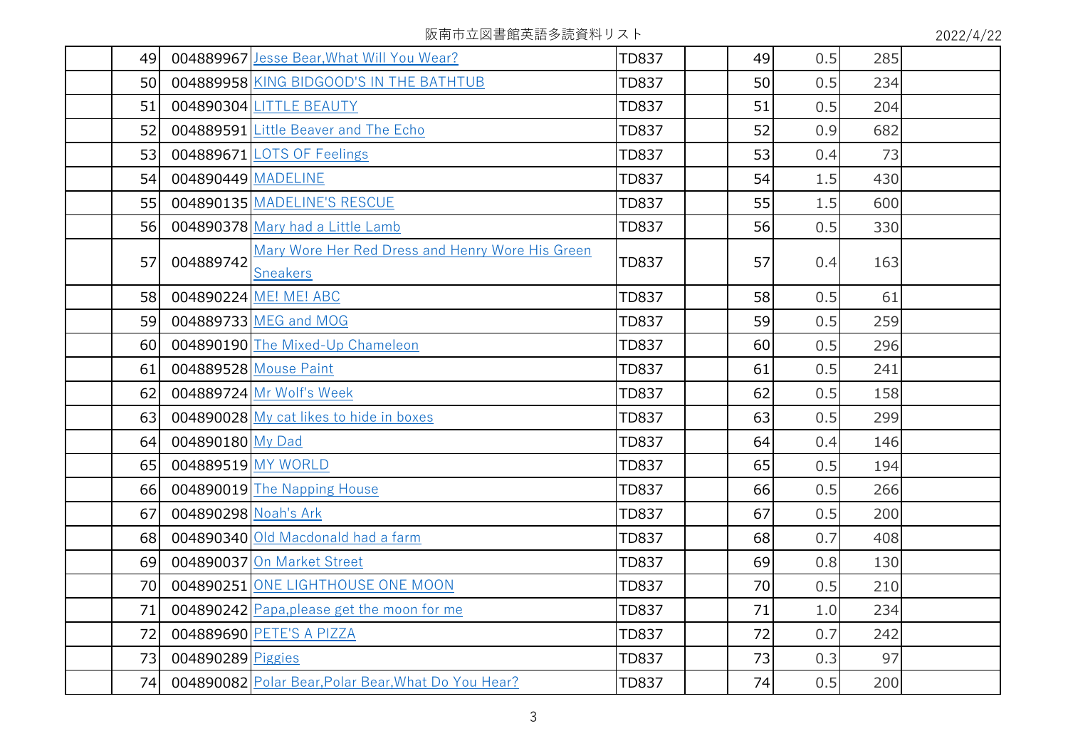| | | | | | | | | | |
|---|---|---|---|---|---|---|---|---|---|
| | 49 | 004889967 | Jesse Bear,What Will You Wear? | TD837 | | 49 | 0.5 | 285 | |
| | 50 | 004889958 | KING BIDGOOD'S IN THE BATHTUB | TD837 | | 50 | 0.5 | 234 | |
| | 51 | 004890304 | LITTLE BEAUTY | TD837 | | 51 | 0.5 | 204 | |
| | 52 | 004889591 | Little Beaver and The Echo | TD837 | | 52 | 0.9 | 682 | |
| | 53 | 004889671 | LOTS OF Feelings | TD837 | | 53 | 0.4 | 73 | |
| | 54 | 004890449 | MADELINE | TD837 | | 54 | 1.5 | 430 | |
| | 55 | 004890135 | MADELINE'S RESCUE | TD837 | | 55 | 1.5 | 600 | |
| | 56 | 004890378 | Mary had a Little Lamb | TD837 | | 56 | 0.5 | 330 | |
| | 57 | 004889742 | Mary Wore Her Red Dress and Henry Wore His Green Sneakers | TD837 | | 57 | 0.4 | 163 | |
| | 58 | 004890224 | ME! ME! ABC | TD837 | | 58 | 0.5 | 61 | |
| | 59 | 004889733 | MEG and MOG | TD837 | | 59 | 0.5 | 259 | |
| | 60 | 004890190 | The Mixed-Up Chameleon | TD837 | | 60 | 0.5 | 296 | |
| | 61 | 004889528 | Mouse Paint | TD837 | | 61 | 0.5 | 241 | |
| | 62 | 004889724 | Mr Wolf's Week | TD837 | | 62 | 0.5 | 158 | |
| | 63 | 004890028 | My cat likes to hide in boxes | TD837 | | 63 | 0.5 | 299 | |
| | 64 | 004890180 | My Dad | TD837 | | 64 | 0.4 | 146 | |
| | 65 | 004889519 | MY WORLD | TD837 | | 65 | 0.5 | 194 | |
| | 66 | 004890019 | The Napping House | TD837 | | 66 | 0.5 | 266 | |
| | 67 | 004890298 | Noah's Ark | TD837 | | 67 | 0.5 | 200 | |
| | 68 | 004890340 | Old Macdonald had a farm | TD837 | | 68 | 0.7 | 408 | |
| | 69 | 004890037 | On Market Street | TD837 | | 69 | 0.8 | 130 | |
| | 70 | 004890251 | ONE LIGHTHOUSE ONE MOON | TD837 | | 70 | 0.5 | 210 | |
| | 71 | 004890242 | Papa,please get the moon for me | TD837 | | 71 | 1.0 | 234 | |
| | 72 | 004889690 | PETE'S A PIZZA | TD837 | | 72 | 0.7 | 242 | |
| | 73 | 004890289 | Piggies | TD837 | | 73 | 0.3 | 97 | |
| | 74 | 004890082 | Polar Bear,Polar Bear,What Do You Hear? | TD837 | | 74 | 0.5 | 200 | |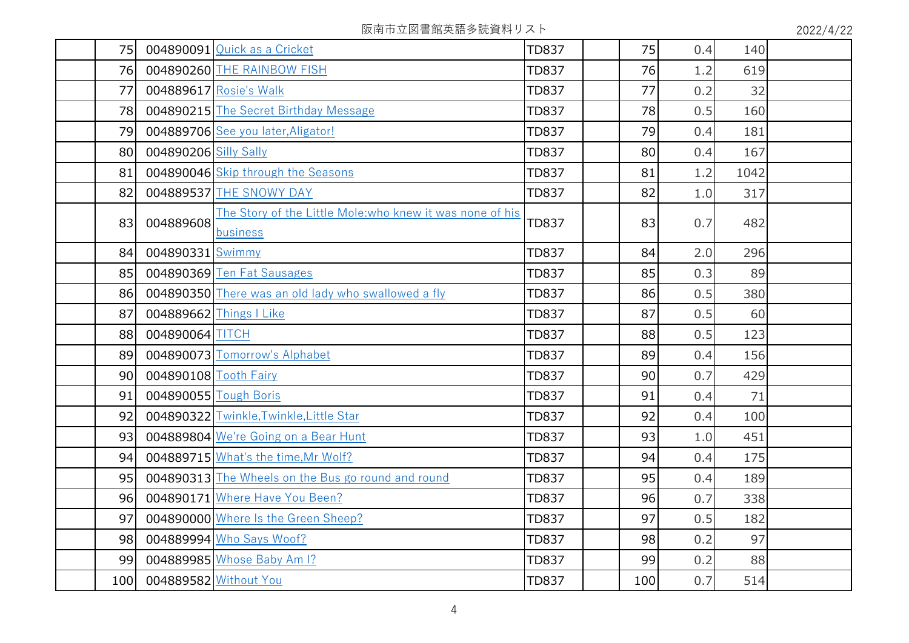| | | | | | | | | | |
|---|---|---|---|---|---|---|---|---|---|
| | 75 | 004890091 | Quick as a Cricket | TD837 | | 75 | 0.4 | 140 | |
| | 76 | 004890260 | THE RAINBOW FISH | TD837 | | 76 | 1.2 | 619 | |
| | 77 | 004889617 | Rosie's Walk | TD837 | | 77 | 0.2 | 32 | |
| | 78 | 004890215 | The Secret Birthday Message | TD837 | | 78 | 0.5 | 160 | |
| | 79 | 004889706 | See you later,Aligator! | TD837 | | 79 | 0.4 | 181 | |
| | 80 | 004890206 | Silly Sally | TD837 | | 80 | 0.4 | 167 | |
| | 81 | 004890046 | Skip through the Seasons | TD837 | | 81 | 1.2 | 1042 | |
| | 82 | 004889537 | THE SNOWY DAY | TD837 | | 82 | 1.0 | 317 | |
| | 83 | 004889608 | The Story of the Little Mole:who knew it was none of his business | TD837 | | 83 | 0.7 | 482 | |
| | 84 | 004890331 | Swimmy | TD837 | | 84 | 2.0 | 296 | |
| | 85 | 004890369 | Ten Fat Sausages | TD837 | | 85 | 0.3 | 89 | |
| | 86 | 004890350 | There was an old lady who swallowed a fly | TD837 | | 86 | 0.5 | 380 | |
| | 87 | 004889662 | Things I Like | TD837 | | 87 | 0.5 | 60 | |
| | 88 | 004890064 | TITCH | TD837 | | 88 | 0.5 | 123 | |
| | 89 | 004890073 | Tomorrow's Alphabet | TD837 | | 89 | 0.4 | 156 | |
| | 90 | 004890108 | Tooth Fairy | TD837 | | 90 | 0.7 | 429 | |
| | 91 | 004890055 | Tough Boris | TD837 | | 91 | 0.4 | 71 | |
| | 92 | 004890322 | Twinkle,Twinkle,Little Star | TD837 | | 92 | 0.4 | 100 | |
| | 93 | 004889804 | We're Going on a Bear Hunt | TD837 | | 93 | 1.0 | 451 | |
| | 94 | 004889715 | What's the time,Mr Wolf? | TD837 | | 94 | 0.4 | 175 | |
| | 95 | 004890313 | The Wheels on the Bus go round and round | TD837 | | 95 | 0.4 | 189 | |
| | 96 | 004890171 | Where Have You Been? | TD837 | | 96 | 0.7 | 338 | |
| | 97 | 004890000 | Where Is the Green Sheep? | TD837 | | 97 | 0.5 | 182 | |
| | 98 | 004889994 | Who Says Woof? | TD837 | | 98 | 0.2 | 97 | |
| | 99 | 004889985 | Whose Baby Am I? | TD837 | | 99 | 0.2 | 88 | |
| | 100 | 004889582 | Without You | TD837 | | 100 | 0.7 | 514 | |